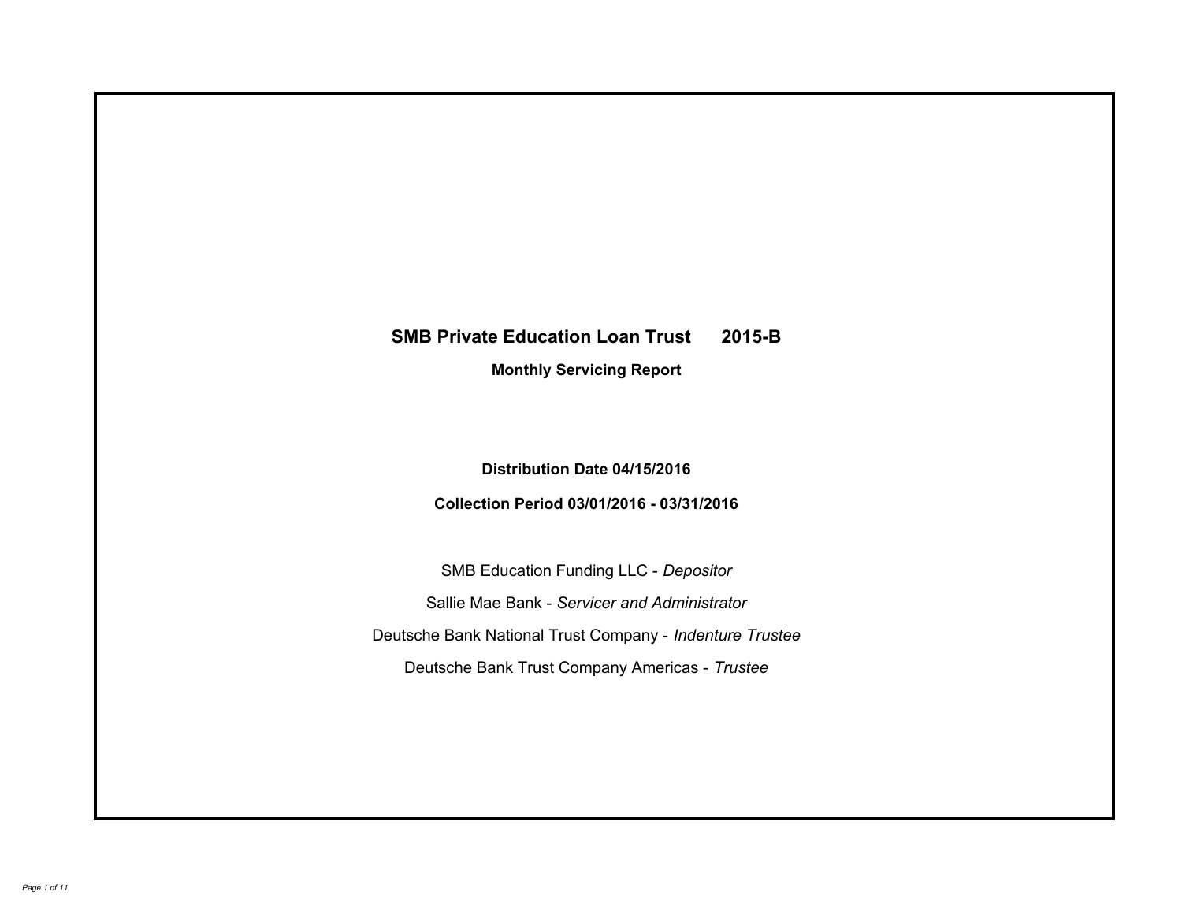# SMB Private Education Loan Trust 2015-B

## Monthly Servicing Report

**Distribution Date 04/15/2016**

**Collection Period 03/01/2016 - 03/31/2016**

SMB Education Funding LLC - *Depositor*

Sallie Mae Bank - *Servicer and Administrator*

Deutsche Bank National Trust Company - *Indenture Trustee*

Deutsche Bank Trust Company Americas - *Trustee*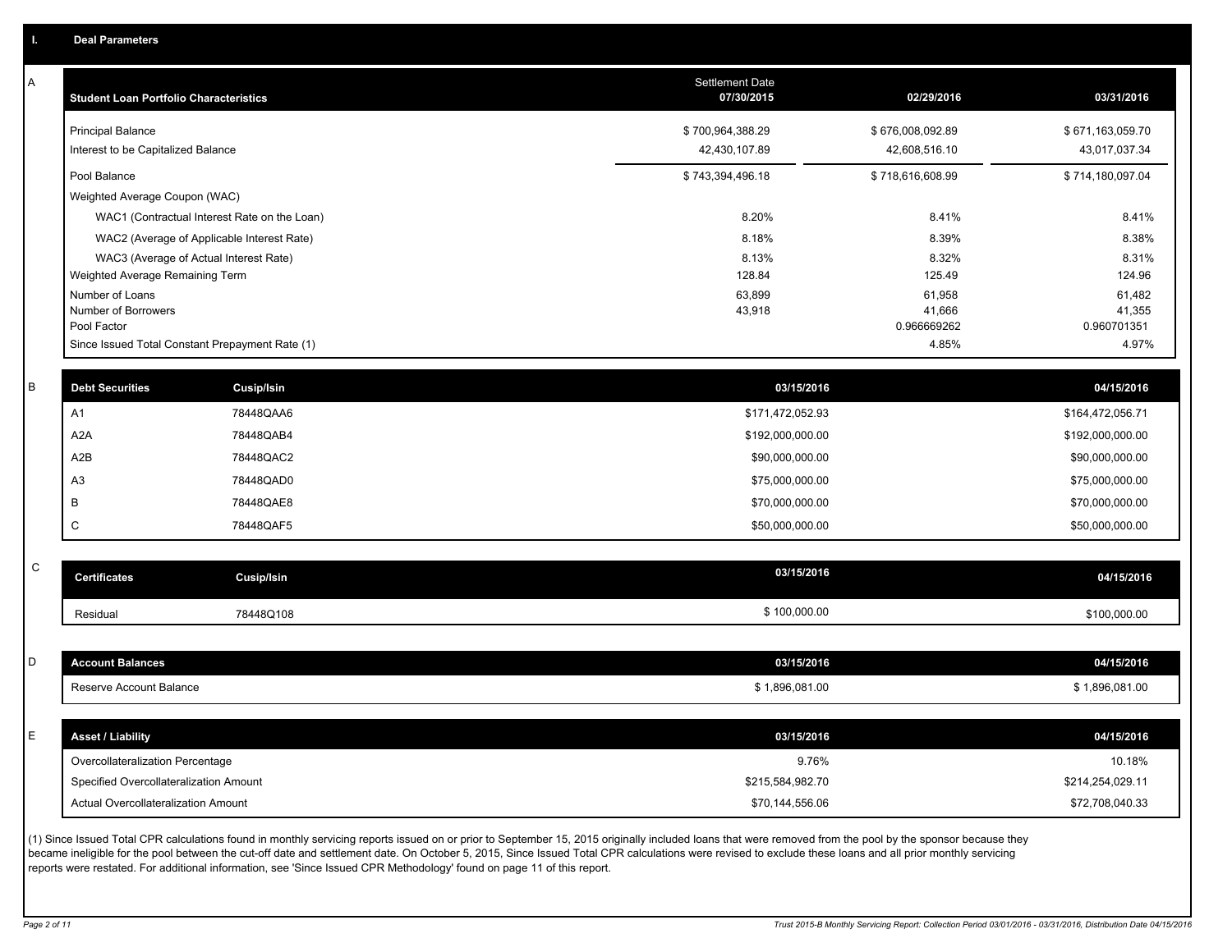# I. Deal Parameters

## A

| Student Loan Portfolio Characteristics | Settlement Date 07/30/2015 | 02/29/2016 | 03/31/2016 |
|---|---|---|---|
| Principal Balance | $ 700,964,388.29 | $ 676,008,092.89 | $ 671,163,059.70 |
| Interest to be Capitalized Balance | 42,430,107.89 | 42,608,516.10 | 43,017,037.34 |
| Pool Balance | $ 743,394,496.18 | $ 718,616,608.99 | $ 714,180,097.04 |
| Weighted Average Coupon (WAC) | | | |
| WAC1 (Contractual Interest Rate on the Loan) | 8.20% | 8.41% | 8.41% |
| WAC2 (Average of Applicable Interest Rate) | 8.18% | 8.39% | 8.38% |
| WAC3 (Average of Actual Interest Rate) | 8.13% | 8.32% | 8.31% |
| Weighted Average Remaining Term | 128.84 | 125.49 | 124.96 |
| Number of Loans | 63,899 | 61,958 | 61,482 |
| Number of Borrowers | 43,918 | 41,666 | 41,355 |
| Pool Factor | | 0.966669262 | 0.960701351 |
| Since Issued Total Constant Prepayment Rate (1) | | 4.85% | 4.97% |

## B

| Debt Securities | Cusip/Isin | 03/15/2016 | 04/15/2016 |
|---|---|---|---|
| A1 | 78448QAA6 | $171,472,052.93 | $164,472,056.71 |
| A2A | 78448QAB4 | $192,000,000.00 | $192,000,000.00 |
| A2B | 78448QAC2 | $90,000,000.00 | $90,000,000.00 |
| A3 | 78448QAD0 | $75,000,000.00 | $75,000,000.00 |
| B | 78448QAE8 | $70,000,000.00 | $70,000,000.00 |
| C | 78448QAF5 | $50,000,000.00 | $50,000,000.00 |

## C

| Certificates | Cusip/Isin | 03/15/2016 | 04/15/2016 |
|---|---|---|---|
| Residual | 78448Q108 | $ 100,000.00 | $100,000.00 |

## D

| Account Balances | 03/15/2016 | 04/15/2016 |
|---|---|---|
| Reserve Account Balance | $ 1,896,081.00 | $ 1,896,081.00 |

## E

| Asset / Liability | 03/15/2016 | 04/15/2016 |
|---|---|---|
| Overcollateralization Percentage | 9.76% | 10.18% |
| Specified Overcollateralization Amount | $215,584,982.70 | $214,254,029.11 |
| Actual Overcollateralization Amount | $70,144,556.06 | $72,708,040.33 |

(1) Since Issued Total CPR calculations found in monthly servicing reports issued on or prior to September 15, 2015 originally included loans that were removed from the pool by the sponsor because they became ineligible for the pool between the cut-off date and settlement date. On October 5, 2015, Since Issued Total CPR calculations were revised to exclude these loans and all prior monthly servicing reports were restated. For additional information, see 'Since Issued CPR Methodology' found on page 11 of this report.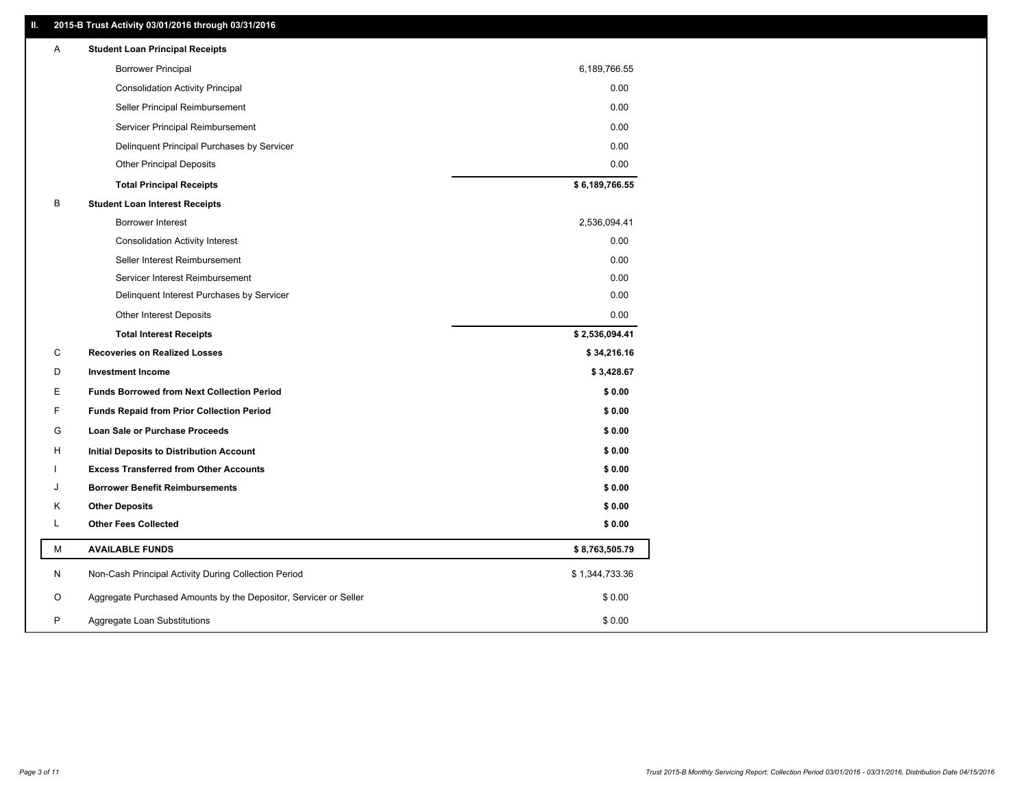## II. 2015-B Trust Activity 03/01/2016 through 03/31/2016

| | | |
|---|---|---|
| A | **Student Loan Principal Receipts** | |
| | Borrower Principal | 6,189,766.55 |
| | Consolidation Activity Principal | 0.00 |
| | Seller Principal Reimbursement | 0.00 |
| | Servicer Principal Reimbursement | 0.00 |
| | Delinquent Principal Purchases by Servicer | 0.00 |
| | Other Principal Deposits | 0.00 |
| | **Total Principal Receipts** | **$ 6,189,766.55** |
| B | **Student Loan Interest Receipts** | |
| | Borrower Interest | 2,536,094.41 |
| | Consolidation Activity Interest | 0.00 |
| | Seller Interest Reimbursement | 0.00 |
| | Servicer Interest Reimbursement | 0.00 |
| | Delinquent Interest Purchases by Servicer | 0.00 |
| | Other Interest Deposits | 0.00 |
| | **Total Interest Receipts** | **$ 2,536,094.41** |
| C | **Recoveries on Realized Losses** | **$ 34,216.16** |
| D | **Investment Income** | **$ 3,428.67** |
| E | **Funds Borrowed from Next Collection Period** | **$ 0.00** |
| F | **Funds Repaid from Prior Collection Period** | **$ 0.00** |
| G | **Loan Sale or Purchase Proceeds** | **$ 0.00** |
| H | **Initial Deposits to Distribution Account** | **$ 0.00** |
| I | **Excess Transferred from Other Accounts** | **$ 0.00** |
| J | **Borrower Benefit Reimbursements** | **$ 0.00** |
| K | **Other Deposits** | **$ 0.00** |
| L | **Other Fees Collected** | **$ 0.00** |
| M | **AVAILABLE FUNDS** | **$ 8,763,505.79** |
| N | Non-Cash Principal Activity During Collection Period | $ 1,344,733.36 |
| O | Aggregate Purchased Amounts by the Depositor, Servicer or Seller | $ 0.00 |
| P | Aggregate Loan Substitutions | $ 0.00 |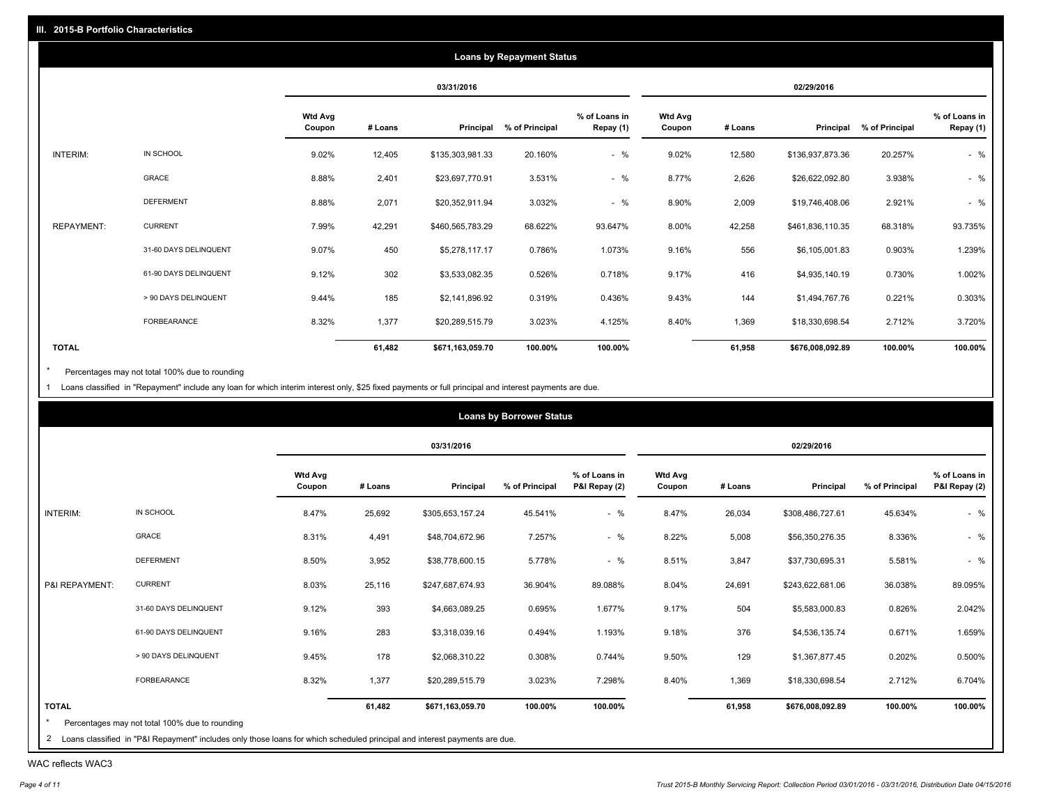## III. 2015-B Portfolio Characteristics

### Loans by Repayment Status

| | | 03/31/2016 | | | | | 02/29/2016 | | | | |
|---|---|---|---|---|---|---|---|---|---|---|---|
| | | Wtd Avg Coupon | # Loans | Principal | % of Principal | % of Loans in Repay (1) | Wtd Avg Coupon | # Loans | Principal | % of Principal | % of Loans in Repay (1) |
| INTERIM: | IN SCHOOL | 9.02% | 12,405 | $135,303,981.33 | 20.160% | - % | 9.02% | 12,580 | $136,937,873.36 | 20.257% | - % |
| | GRACE | 8.88% | 2,401 | $23,697,770.91 | 3.531% | - % | 8.77% | 2,626 | $26,622,092.80 | 3.938% | - % |
| | DEFERMENT | 8.88% | 2,071 | $20,352,911.94 | 3.032% | - % | 8.90% | 2,009 | $19,746,408.06 | 2.921% | - % |
| REPAYMENT: | CURRENT | 7.99% | 42,291 | $460,565,783.29 | 68.622% | 93.647% | 8.00% | 42,258 | $461,836,110.35 | 68.318% | 93.735% |
| | 31-60 DAYS DELINQUENT | 9.07% | 450 | $5,278,117.17 | 0.786% | 1.073% | 9.16% | 556 | $6,105,001.83 | 0.903% | 1.239% |
| | 61-90 DAYS DELINQUENT | 9.12% | 302 | $3,533,082.35 | 0.526% | 0.718% | 9.17% | 416 | $4,935,140.19 | 0.730% | 1.002% |
| | > 90 DAYS DELINQUENT | 9.44% | 185 | $2,141,896.92 | 0.319% | 0.436% | 9.43% | 144 | $1,494,767.76 | 0.221% | 0.303% |
| | FORBEARANCE | 8.32% | 1,377 | $20,289,515.79 | 3.023% | 4.125% | 8.40% | 1,369 | $18,330,698.54 | 2.712% | 3.720% |
| **TOTAL** | | | **61,482** | **$671,163,059.70** | **100.00%** | **100.00%** | | **61,958** | **$676,008,092.89** | **100.00%** | **100.00%** |

\* Percentages may not total 100% due to rounding

1 Loans classified in "Repayment" include any loan for which interim interest only, $25 fixed payments or full principal and interest payments are due.

### Loans by Borrower Status

| | | 03/31/2016 | | | | | 02/29/2016 | | | | |
|---|---|---|---|---|---|---|---|---|---|---|---|
| | | Wtd Avg Coupon | # Loans | Principal | % of Principal | % of Loans in P&I Repay (2) | Wtd Avg Coupon | # Loans | Principal | % of Principal | % of Loans in P&I Repay (2) |
| INTERIM: | IN SCHOOL | 8.47% | 25,692 | $305,653,157.24 | 45.541% | - % | 8.47% | 26,034 | $308,486,727.61 | 45.634% | - % |
| | GRACE | 8.31% | 4,491 | $48,704,672.96 | 7.257% | - % | 8.22% | 5,008 | $56,350,276.35 | 8.336% | - % |
| | DEFERMENT | 8.50% | 3,952 | $38,778,600.15 | 5.778% | - % | 8.51% | 3,847 | $37,730,695.31 | 5.581% | - % |
| P&I REPAYMENT: | CURRENT | 8.03% | 25,116 | $247,687,674.93 | 36.904% | 89.088% | 8.04% | 24,691 | $243,622,681.06 | 36.038% | 89.095% |
| | 31-60 DAYS DELINQUENT | 9.12% | 393 | $4,663,089.25 | 0.695% | 1.677% | 9.17% | 504 | $5,583,000.83 | 0.826% | 2.042% |
| | 61-90 DAYS DELINQUENT | 9.16% | 283 | $3,318,039.16 | 0.494% | 1.193% | 9.18% | 376 | $4,536,135.74 | 0.671% | 1.659% |
| | > 90 DAYS DELINQUENT | 9.45% | 178 | $2,068,310.22 | 0.308% | 0.744% | 9.50% | 129 | $1,367,877.45 | 0.202% | 0.500% |
| | FORBEARANCE | 8.32% | 1,377 | $20,289,515.79 | 3.023% | 7.298% | 8.40% | 1,369 | $18,330,698.54 | 2.712% | 6.704% |
| **TOTAL** | | | **61,482** | **$671,163,059.70** | **100.00%** | **100.00%** | | **61,958** | **$676,008,092.89** | **100.00%** | **100.00%** |

\* Percentages may not total 100% due to rounding

2 Loans classified in "P&I Repayment" includes only those loans for which scheduled principal and interest payments are due.

WAC reflects WAC3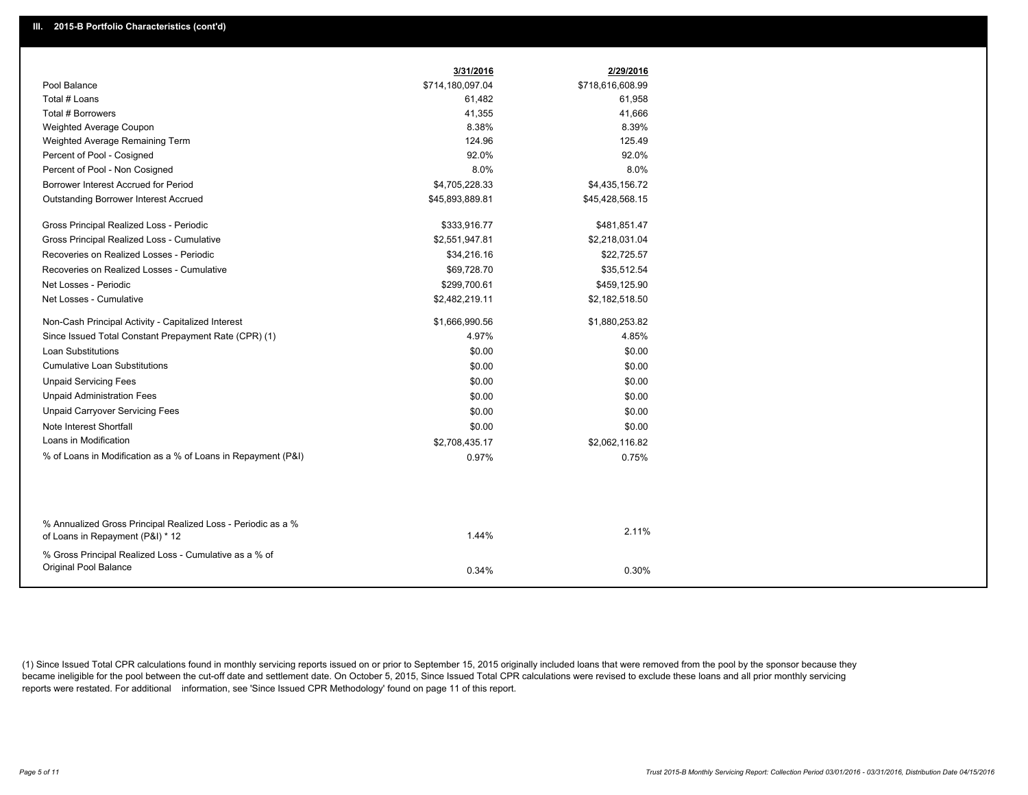## III. 2015-B Portfolio Characteristics (cont'd)

| | 3/31/2016 | 2/29/2016 |
|---|---|---|
| Pool Balance | $714,180,097.04 | $718,616,608.99 |
| Total # Loans | 61,482 | 61,958 |
| Total # Borrowers | 41,355 | 41,666 |
| Weighted Average Coupon | 8.38% | 8.39% |
| Weighted Average Remaining Term | 124.96 | 125.49 |
| Percent of Pool - Cosigned | 92.0% | 92.0% |
| Percent of Pool - Non Cosigned | 8.0% | 8.0% |
| Borrower Interest Accrued for Period | $4,705,228.33 | $4,435,156.72 |
| Outstanding Borrower Interest Accrued | $45,893,889.81 | $45,428,568.15 |
| Gross Principal Realized Loss - Periodic | $333,916.77 | $481,851.47 |
| Gross Principal Realized Loss - Cumulative | $2,551,947.81 | $2,218,031.04 |
| Recoveries on Realized Losses - Periodic | $34,216.16 | $22,725.57 |
| Recoveries on Realized Losses - Cumulative | $69,728.70 | $35,512.54 |
| Net Losses - Periodic | $299,700.61 | $459,125.90 |
| Net Losses - Cumulative | $2,482,219.11 | $2,182,518.50 |
| Non-Cash Principal Activity - Capitalized Interest | $1,666,990.56 | $1,880,253.82 |
| Since Issued Total Constant Prepayment Rate (CPR) (1) | 4.97% | 4.85% |
| Loan Substitutions | $0.00 | $0.00 |
| Cumulative Loan Substitutions | $0.00 | $0.00 |
| Unpaid Servicing Fees | $0.00 | $0.00 |
| Unpaid Administration Fees | $0.00 | $0.00 |
| Unpaid Carryover Servicing Fees | $0.00 | $0.00 |
| Note Interest Shortfall | $0.00 | $0.00 |
| Loans in Modification | $2,708,435.17 | $2,062,116.82 |
| % of Loans in Modification as a % of Loans in Repayment (P&I) | 0.97% | 0.75% |
| % Annualized Gross Principal Realized Loss - Periodic as a % of Loans in Repayment (P&I) * 12 | 1.44% | 2.11% |
| % Gross Principal Realized Loss - Cumulative as a % of Original Pool Balance | 0.34% | 0.30% |

(1) Since Issued Total CPR calculations found in monthly servicing reports issued on or prior to September 15, 2015 originally included loans that were removed from the pool by the sponsor because they became ineligible for the pool between the cut-off date and settlement date. On October 5, 2015, Since Issued Total CPR calculations were revised to exclude these loans and all prior monthly servicing reports were restated. For additional information, see 'Since Issued CPR Methodology' found on page 11 of this report.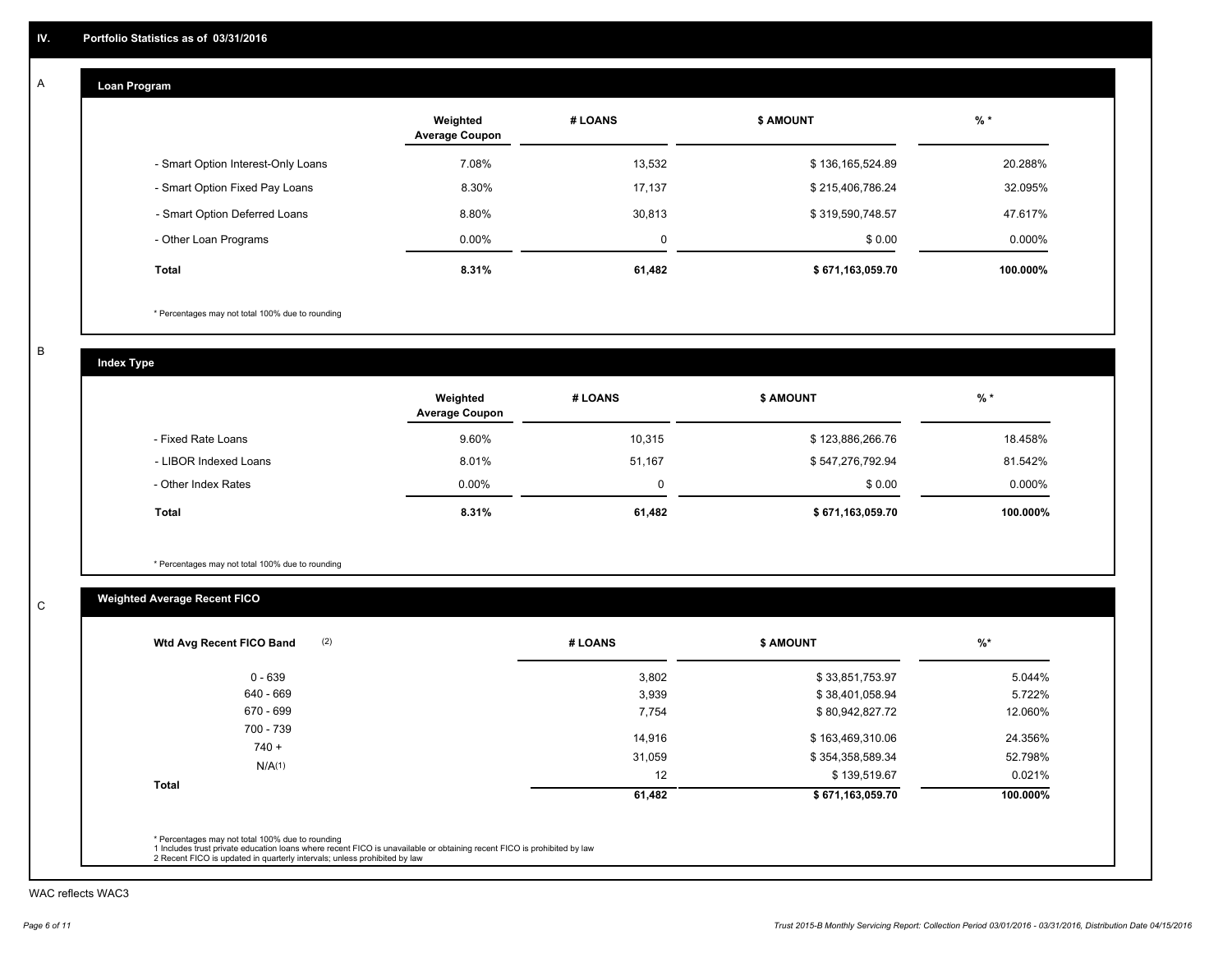## IV. Portfolio Statistics as of 03/31/2016

### A Loan Program

| | Weighted Average Coupon | # LOANS | $ AMOUNT | % * |
|---|---|---|---|---|
| - Smart Option Interest-Only Loans | 7.08% | 13,532 | $ 136,165,524.89 | 20.288% |
| - Smart Option Fixed Pay Loans | 8.30% | 17,137 | $ 215,406,786.24 | 32.095% |
| - Smart Option Deferred Loans | 8.80% | 30,813 | $ 319,590,748.57 | 47.617% |
| - Other Loan Programs | 0.00% | 0 | $ 0.00 | 0.000% |
| **Total** | **8.31%** | **61,482** | **$ 671,163,059.70** | **100.000%** |

* Percentages may not total 100% due to rounding

### B Index Type

| | Weighted Average Coupon | # LOANS | $ AMOUNT | % * |
|---|---|---|---|---|
| - Fixed Rate Loans | 9.60% | 10,315 | $ 123,886,266.76 | 18.458% |
| - LIBOR Indexed Loans | 8.01% | 51,167 | $ 547,276,792.94 | 81.542% |
| - Other Index Rates | 0.00% | 0 | $ 0.00 | 0.000% |
| **Total** | **8.31%** | **61,482** | **$ 671,163,059.70** | **100.000%** |

* Percentages may not total 100% due to rounding

### C Weighted Average Recent FICO

| Wtd Avg Recent FICO Band (2) | # LOANS | $ AMOUNT | %* |
|---|---|---|---|
| 0 - 639 | 3,802 | $ 33,851,753.97 | 5.044% |
| 640 - 669 | 3,939 | $ 38,401,058.94 | 5.722% |
| 670 - 699 | 7,754 | $ 80,942,827.72 | 12.060% |
| 700 - 739 | 14,916 | $ 163,469,310.06 | 24.356% |
| 740 + | 31,059 | $ 354,358,589.34 | 52.798% |
| N/A(1) | 12 | $ 139,519.67 | 0.021% |
| **Total** | **61,482** | **$ 671,163,059.70** | **100.000%** |

* Percentages may not total 100% due to rounding
1 Includes trust private education loans where recent FICO is unavailable or obtaining recent FICO is prohibited by law
2 Recent FICO is updated in quarterly intervals; unless prohibited by law

WAC reflects WAC3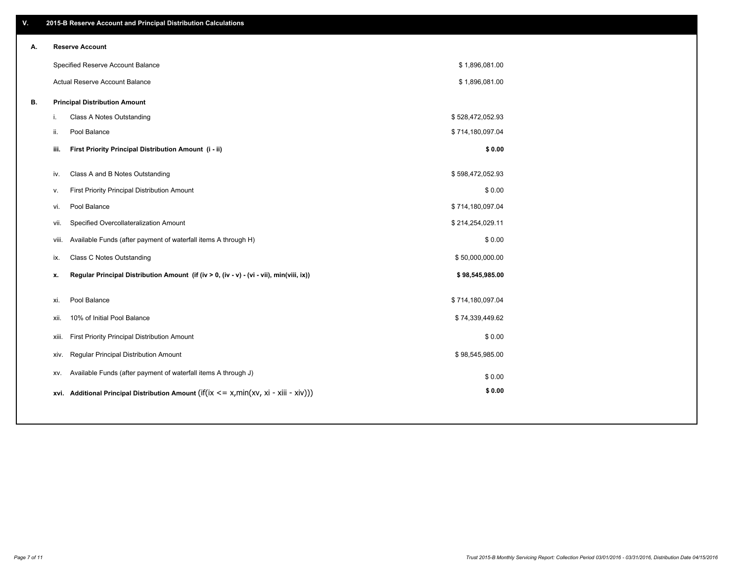## V. 2015-B Reserve Account and Principal Distribution Calculations

| | | | |
|---|---|---|---|
| **A.** | **Reserve Account** | | |
| | Specified Reserve Account Balance | | $ 1,896,081.00 |
| | Actual Reserve Account Balance | | $ 1,896,081.00 |
| **B.** | **Principal Distribution Amount** | | |
| | i. | Class A Notes Outstanding | $ 528,472,052.93 |
| | ii. | Pool Balance | $ 714,180,097.04 |
| | **iii.** | **First Priority Principal Distribution Amount (i - ii)** | **$ 0.00** |
| | iv. | Class A and B Notes Outstanding | $ 598,472,052.93 |
| | v. | First Priority Principal Distribution Amount | $ 0.00 |
| | vi. | Pool Balance | $ 714,180,097.04 |
| | vii. | Specified Overcollateralization Amount | $ 214,254,029.11 |
| | viii. | Available Funds (after payment of waterfall items A through H) | $ 0.00 |
| | ix. | Class C Notes Outstanding | $ 50,000,000.00 |
| | **x.** | **Regular Principal Distribution Amount (if (iv > 0, (iv - v) - (vi - vii), min(viii, ix))** | **$ 98,545,985.00** |
| | xi. | Pool Balance | $ 714,180,097.04 |
| | xii. | 10% of Initial Pool Balance | $ 74,339,449.62 |
| | xiii. | First Priority Principal Distribution Amount | $ 0.00 |
| | xiv. | Regular Principal Distribution Amount | $ 98,545,985.00 |
| | xv. | Available Funds (after payment of waterfall items A through J) | $ 0.00 |
| | **xvi.** | **Additional Principal Distribution Amount** (if(ix <= x,min(xv, xi - xiii - xiv))) | **$ 0.00** |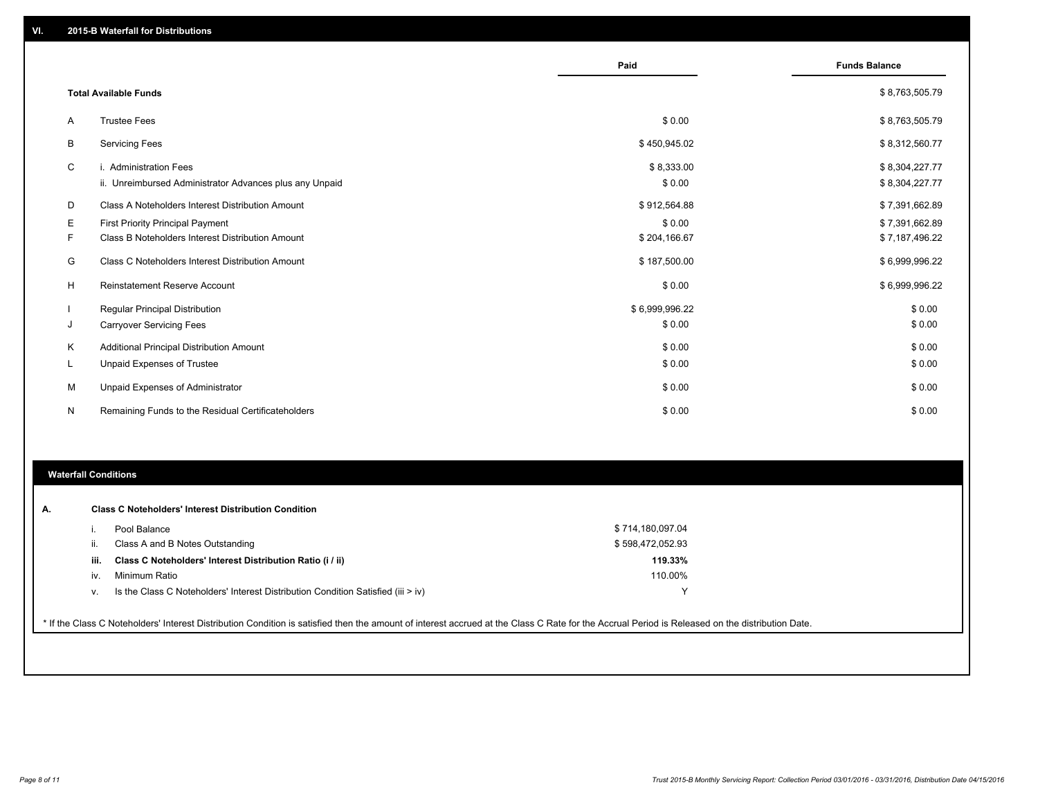## VI. 2015-B Waterfall for Distributions

| | | Paid | Funds Balance |
|---|---|---|---|
| | **Total Available Funds** | | $ 8,763,505.79 |
| A | Trustee Fees | $ 0.00 | $ 8,763,505.79 |
| B | Servicing Fees | $ 450,945.02 | $ 8,312,560.77 |
| C | i. Administration Fees | $ 8,333.00 | $ 8,304,227.77 |
| | ii. Unreimbursed Administrator Advances plus any Unpaid | $ 0.00 | $ 8,304,227.77 |
| D | Class A Noteholders Interest Distribution Amount | $ 912,564.88 | $ 7,391,662.89 |
| E | First Priority Principal Payment | $ 0.00 | $ 7,391,662.89 |
| F | Class B Noteholders Interest Distribution Amount | $ 204,166.67 | $ 7,187,496.22 |
| G | Class C Noteholders Interest Distribution Amount | $ 187,500.00 | $ 6,999,996.22 |
| H | Reinstatement Reserve Account | $ 0.00 | $ 6,999,996.22 |
| I | Regular Principal Distribution | $ 6,999,996.22 | $ 0.00 |
| J | Carryover Servicing Fees | $ 0.00 | $ 0.00 |
| K | Additional Principal Distribution Amount | $ 0.00 | $ 0.00 |
| L | Unpaid Expenses of Trustee | $ 0.00 | $ 0.00 |
| M | Unpaid Expenses of Administrator | $ 0.00 | $ 0.00 |
| N | Remaining Funds to the Residual Certificateholders | $ 0.00 | $ 0.00 |

## Waterfall Conditions

**A. Class C Noteholders' Interest Distribution Condition**

| | | |
|---|---|---|
| i. | Pool Balance | $ 714,180,097.04 |
| ii. | Class A and B Notes Outstanding | $ 598,472,052.93 |
| **iii.** | **Class C Noteholders' Interest Distribution Ratio (i / ii)** | **119.33%** |
| iv. | Minimum Ratio | 110.00% |
| v. | Is the Class C Noteholders' Interest Distribution Condition Satisfied (iii > iv) | Y |

* If the Class C Noteholders' Interest Distribution Condition is satisfied then the amount of interest accrued at the Class C Rate for the Accrual Period is Released on the distribution Date.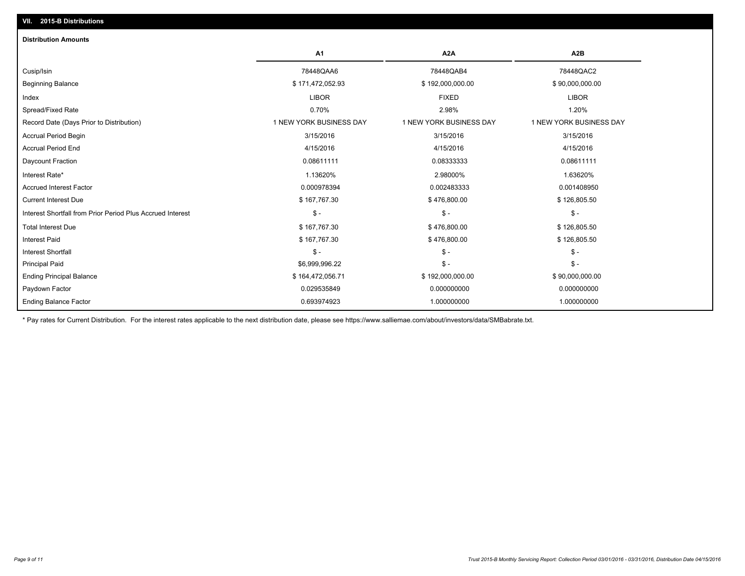## VII. 2015-B Distributions

### Distribution Amounts

| | A1 | A2A | A2B |
|---|---|---|---|
| Cusip/Isin | 78448QAA6 | 78448QAB4 | 78448QAC2 |
| Beginning Balance | $ 171,472,052.93 | $ 192,000,000.00 | $ 90,000,000.00 |
| Index | LIBOR | FIXED | LIBOR |
| Spread/Fixed Rate | 0.70% | 2.98% | 1.20% |
| Record Date (Days Prior to Distribution) | 1 NEW YORK BUSINESS DAY | 1 NEW YORK BUSINESS DAY | 1 NEW YORK BUSINESS DAY |
| Accrual Period Begin | 3/15/2016 | 3/15/2016 | 3/15/2016 |
| Accrual Period End | 4/15/2016 | 4/15/2016 | 4/15/2016 |
| Daycount Fraction | 0.08611111 | 0.08333333 | 0.08611111 |
| Interest Rate* | 1.13620% | 2.98000% | 1.63620% |
| Accrued Interest Factor | 0.000978394 | 0.002483333 | 0.001408950 |
| Current Interest Due | $ 167,767.30 | $ 476,800.00 | $ 126,805.50 |
| Interest Shortfall from Prior Period Plus Accrued Interest | $ - | $ - | $ - |
| Total Interest Due | $ 167,767.30 | $ 476,800.00 | $ 126,805.50 |
| Interest Paid | $ 167,767.30 | $ 476,800.00 | $ 126,805.50 |
| Interest Shortfall | $ - | $ - | $ - |
| Principal Paid | $6,999,996.22 | $ - | $ - |
| Ending Principal Balance | $ 164,472,056.71 | $ 192,000,000.00 | $ 90,000,000.00 |
| Paydown Factor | 0.029535849 | 0.000000000 | 0.000000000 |
| Ending Balance Factor | 0.693974923 | 1.000000000 | 1.000000000 |

* Pay rates for Current Distribution. For the interest rates applicable to the next distribution date, please see https://www.salliemae.com/about/investors/data/SMBabrate.txt.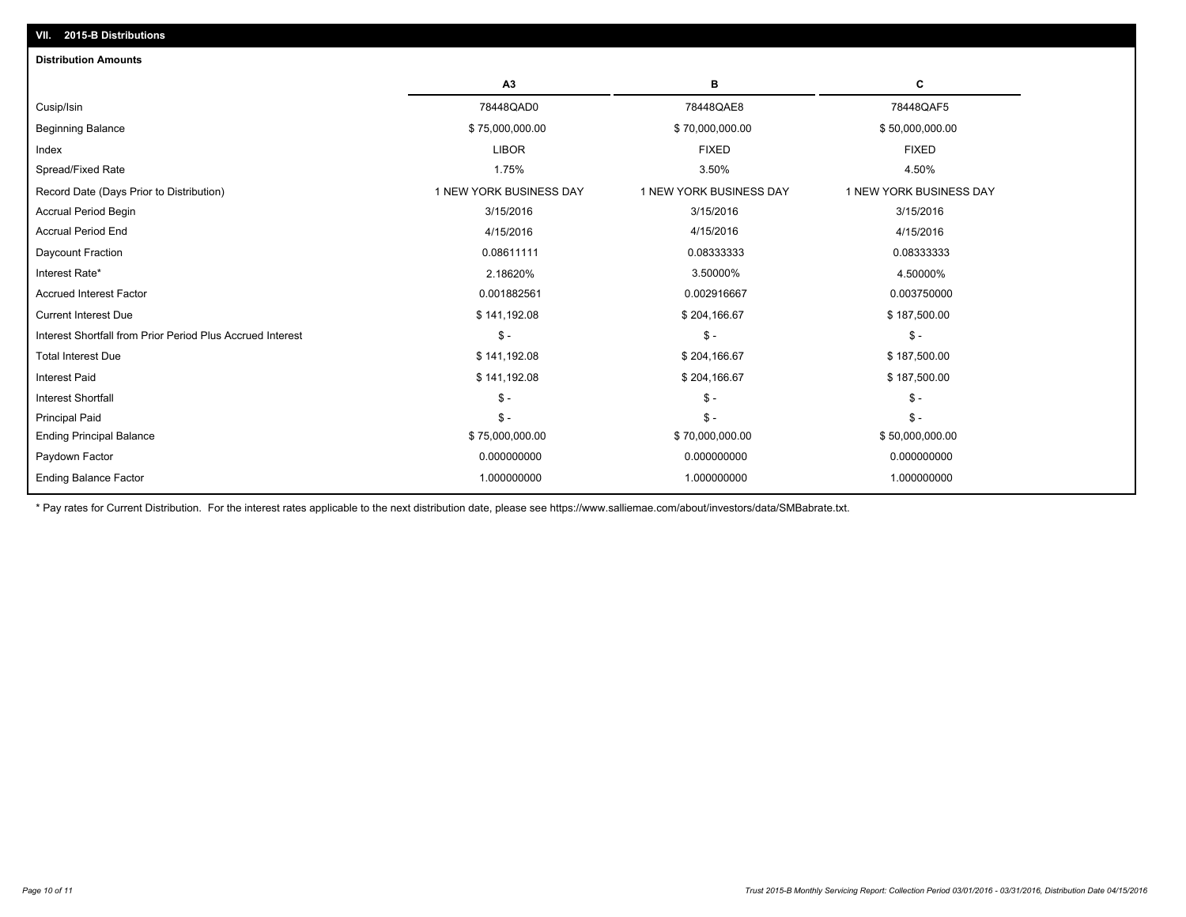## VII. 2015-B Distributions

### Distribution Amounts

| | A3 | B | C |
|---|---|---|---|
| Cusip/Isin | 78448QAD0 | 78448QAE8 | 78448QAF5 |
| Beginning Balance | $ 75,000,000.00 | $ 70,000,000.00 | $ 50,000,000.00 |
| Index | LIBOR | FIXED | FIXED |
| Spread/Fixed Rate | 1.75% | 3.50% | 4.50% |
| Record Date (Days Prior to Distribution) | 1 NEW YORK BUSINESS DAY | 1 NEW YORK BUSINESS DAY | 1 NEW YORK BUSINESS DAY |
| Accrual Period Begin | 3/15/2016 | 3/15/2016 | 3/15/2016 |
| Accrual Period End | 4/15/2016 | 4/15/2016 | 4/15/2016 |
| Daycount Fraction | 0.08611111 | 0.08333333 | 0.08333333 |
| Interest Rate* | 2.18620% | 3.50000% | 4.50000% |
| Accrued Interest Factor | 0.001882561 | 0.002916667 | 0.003750000 |
| Current Interest Due | $ 141,192.08 | $ 204,166.67 | $ 187,500.00 |
| Interest Shortfall from Prior Period Plus Accrued Interest | $ - | $ - | $ - |
| Total Interest Due | $ 141,192.08 | $ 204,166.67 | $ 187,500.00 |
| Interest Paid | $ 141,192.08 | $ 204,166.67 | $ 187,500.00 |
| Interest Shortfall | $ - | $ - | $ - |
| Principal Paid | $ - | $ - | $ - |
| Ending Principal Balance | $ 75,000,000.00 | $ 70,000,000.00 | $ 50,000,000.00 |
| Paydown Factor | 0.000000000 | 0.000000000 | 0.000000000 |
| Ending Balance Factor | 1.000000000 | 1.000000000 | 1.000000000 |

* Pay rates for Current Distribution. For the interest rates applicable to the next distribution date, please see https://www.salliemae.com/about/investors/data/SMBabrate.txt.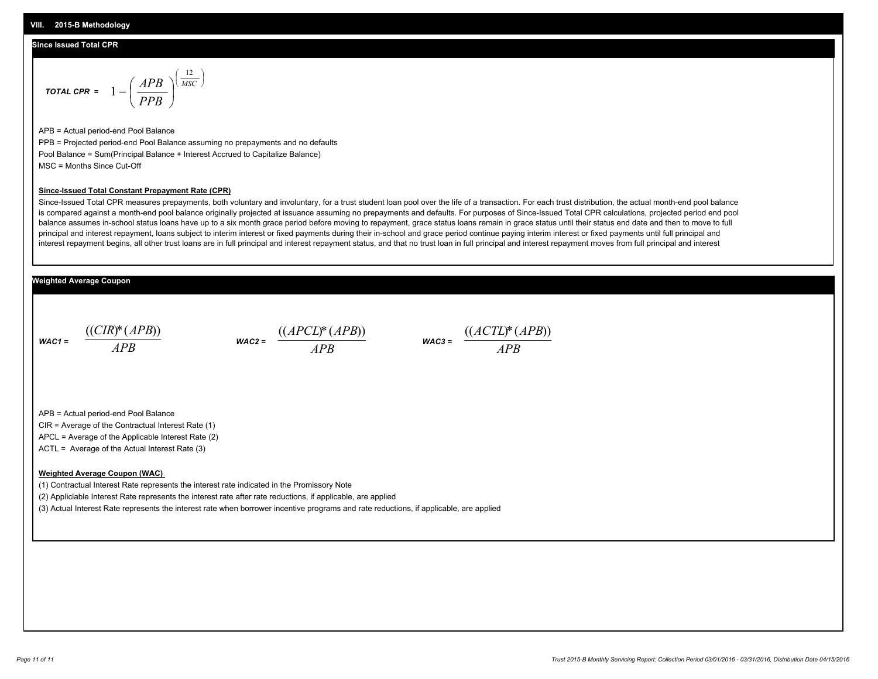## VIII. 2015-B Methodology

### Since Issued Total CPR

$$\textit{TOTAL CPR} = 1 - \left(\frac{APB}{PPB}\right)^{\left(\frac{12}{MSC}\right)}$$

APB = Actual period-end Pool Balance

PPB = Projected period-end Pool Balance assuming no prepayments and no defaults

Pool Balance = Sum(Principal Balance + Interest Accrued to Capitalize Balance)

MSC = Months Since Cut-Off

**Since-Issued Total Constant Prepayment Rate (CPR)**

Since-Issued Total CPR measures prepayments, both voluntary and involuntary, for a trust student loan pool over the life of a transaction. For each trust distribution, the actual month-end pool balance is compared against a month-end pool balance originally projected at issuance assuming no prepayments and defaults. For purposes of Since-Issued Total CPR calculations, projected period end pool balance assumes in-school status loans have up to a six month grace period before moving to repayment, grace status loans remain in grace status until their status end date and then to move to full principal and interest repayment, loans subject to interim interest or fixed payments during their in-school and grace period continue paying interim interest or fixed payments until full principal and interest repayment begins, all other trust loans are in full principal and interest repayment status, and that no trust loan in full principal and interest repayment moves from full principal and interest

### Weighted Average Coupon

$$\textit{WAC1} = \frac{((CIR)*(APB))}{APB} \qquad \textit{WAC2} = \frac{((APCL)*(APB))}{APB} \qquad \textit{WAC3} = \frac{((ACTL)*(APB))}{APB}$$

APB = Actual period-end Pool Balance

CIR = Average of the Contractual Interest Rate (1)

APCL = Average of the Applicable Interest Rate (2)

ACTL = Average of the Actual Interest Rate (3)

**Weighted Average Coupon (WAC)**

(1) Contractual Interest Rate represents the interest rate indicated in the Promissory Note

(2) Appliclable Interest Rate represents the interest rate after rate reductions, if applicable, are applied

(3) Actual Interest Rate represents the interest rate when borrower incentive programs and rate reductions, if applicable, are applied